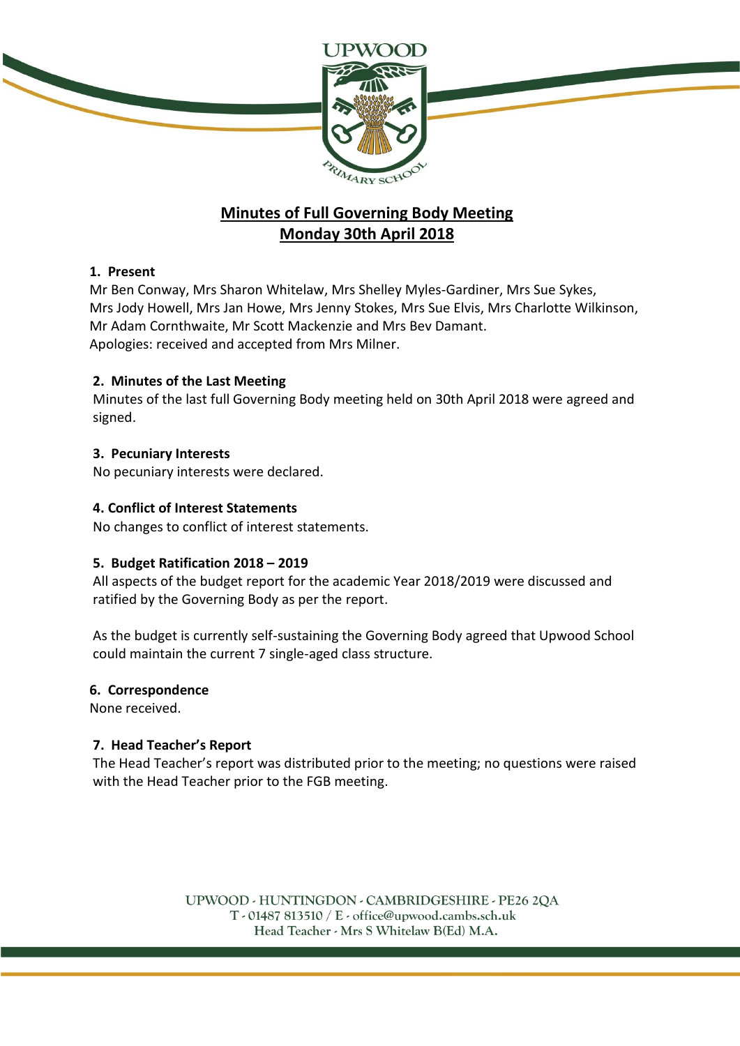UPWOOD PRIMARY SCHOOL

# Minutes of Full Governing Body Meeting
# Monday 30th April 2018

## 1. Present

Mr Ben Conway, Mrs Sharon Whitelaw, Mrs Shelley Myles-Gardiner, Mrs Sue Sykes, Mrs Jody Howell, Mrs Jan Howe, Mrs Jenny Stokes, Mrs Sue Elvis, Mrs Charlotte Wilkinson, Mr Adam Cornthwaite, Mr Scott Mackenzie and Mrs Bev Damant.
Apologies: received and accepted from Mrs Milner.

## 2. Minutes of the Last Meeting

Minutes of the last full Governing Body meeting held on 30th April 2018 were agreed and signed.

## 3. Pecuniary Interests

No pecuniary interests were declared.

## 4. Conflict of Interest Statements

No changes to conflict of interest statements.

## 5. Budget Ratification 2018 – 2019

All aspects of the budget report for the academic Year 2018/2019 were discussed and ratified by the Governing Body as per the report.

As the budget is currently self-sustaining the Governing Body agreed that Upwood School could maintain the current 7 single-aged class structure.

## 6. Correspondence

None received.

## 7. Head Teacher's Report

The Head Teacher's report was distributed prior to the meeting; no questions were raised with the Head Teacher prior to the FGB meeting.

UPWOOD - HUNTINGDON - CAMBRIDGESHIRE - PE26 2QA
T - 01487 813510 / E - office@upwood.cambs.sch.uk
Head Teacher - Mrs S Whitelaw B(Ed) M.A.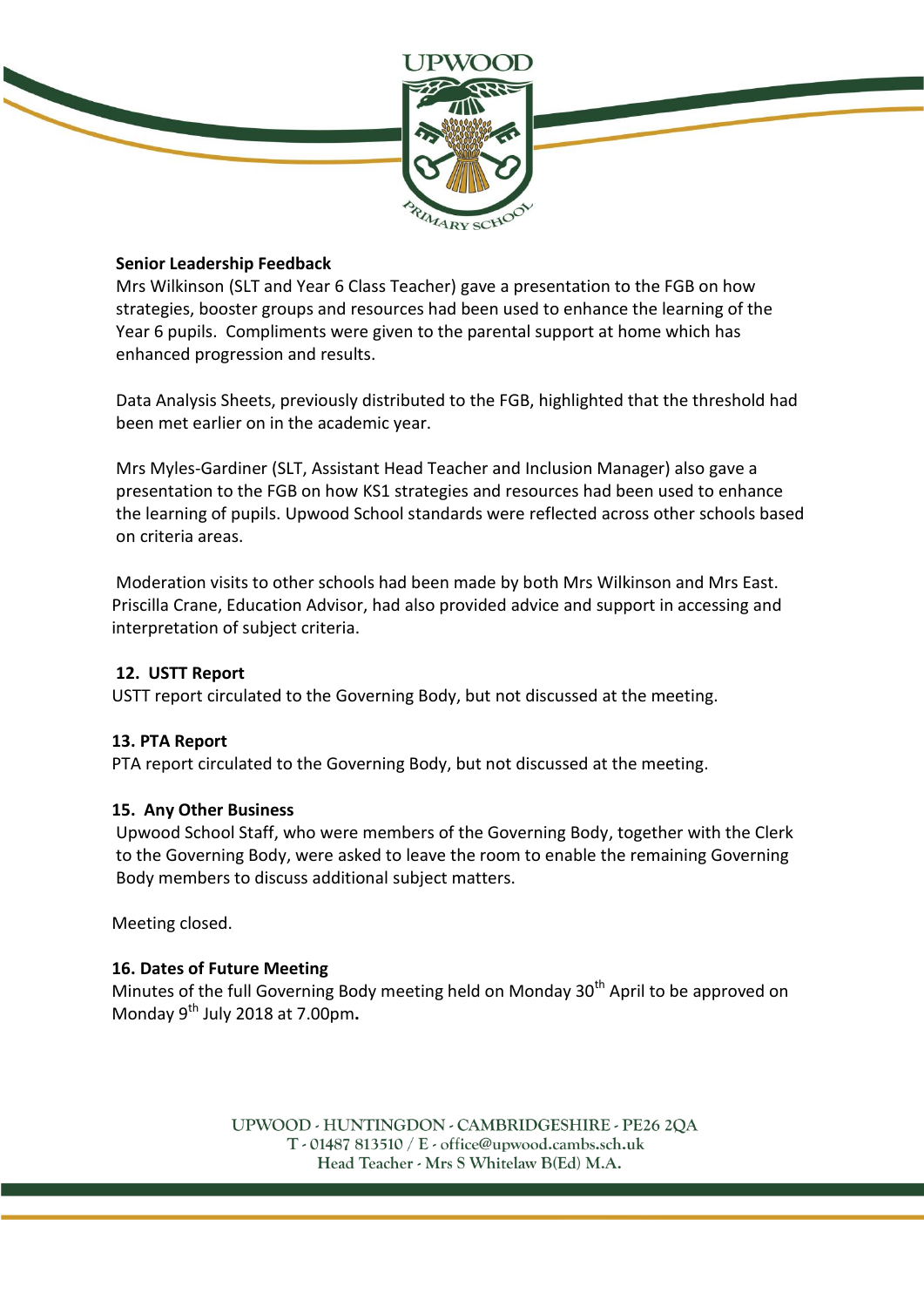**Senior Leadership Feedback**

Mrs Wilkinson (SLT and Year 6 Class Teacher) gave a presentation to the FGB on how strategies, booster groups and resources had been used to enhance the learning of the Year 6 pupils. Compliments were given to the parental support at home which has enhanced progression and results.

Data Analysis Sheets, previously distributed to the FGB, highlighted that the threshold had been met earlier on in the academic year.

Mrs Myles-Gardiner (SLT, Assistant Head Teacher and Inclusion Manager) also gave a presentation to the FGB on how KS1 strategies and resources had been used to enhance the learning of pupils. Upwood School standards were reflected across other schools based on criteria areas.

Moderation visits to other schools had been made by both Mrs Wilkinson and Mrs East. Priscilla Crane, Education Advisor, had also provided advice and support in accessing and interpretation of subject criteria.

**12. USTT Report**

USTT report circulated to the Governing Body, but not discussed at the meeting.

**13. PTA Report**

PTA report circulated to the Governing Body, but not discussed at the meeting.

**15. Any Other Business**

Upwood School Staff, who were members of the Governing Body, together with the Clerk to the Governing Body, were asked to leave the room to enable the remaining Governing Body members to discuss additional subject matters.

Meeting closed.

**16. Dates of Future Meeting**

Minutes of the full Governing Body meeting held on Monday 30th April to be approved on Monday 9th July 2018 at 7.00pm.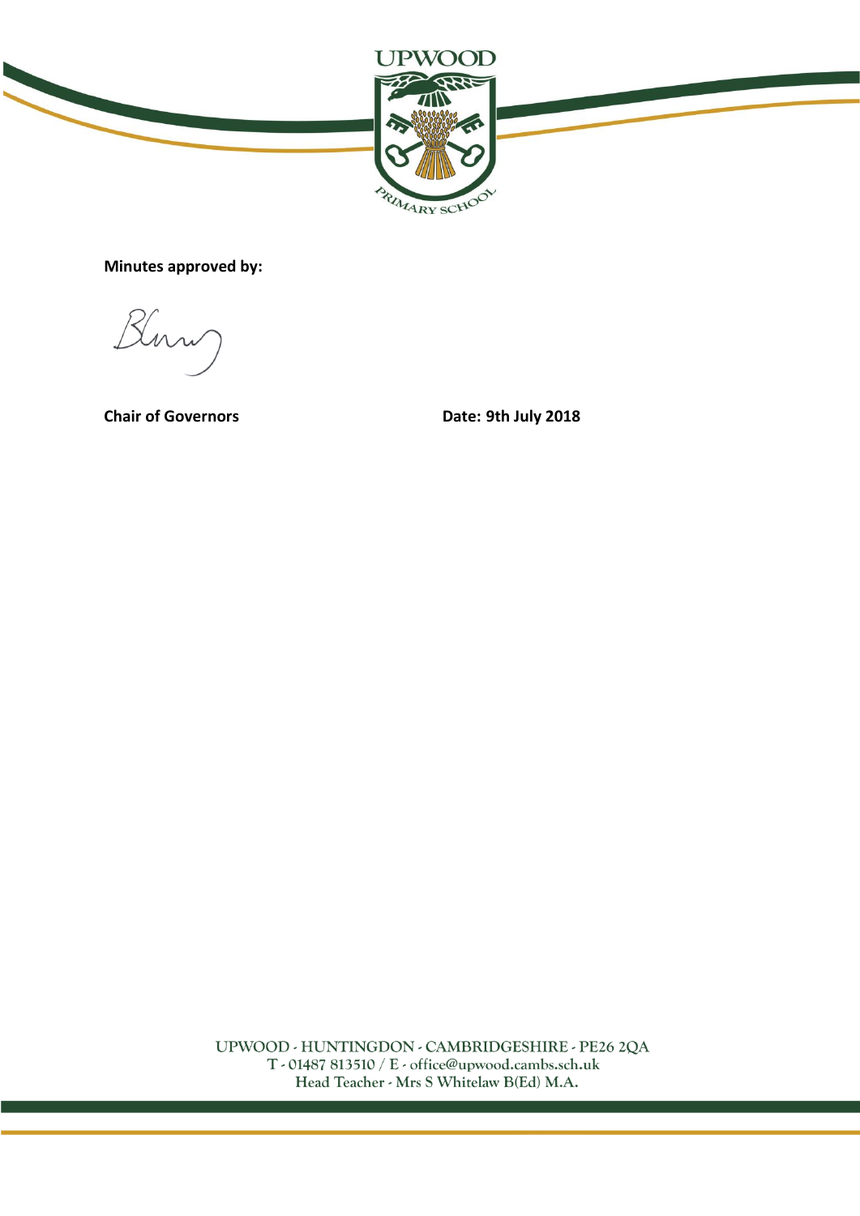**Minutes approved by:**

**Chair of Governors** **Date: 9th July 2018**